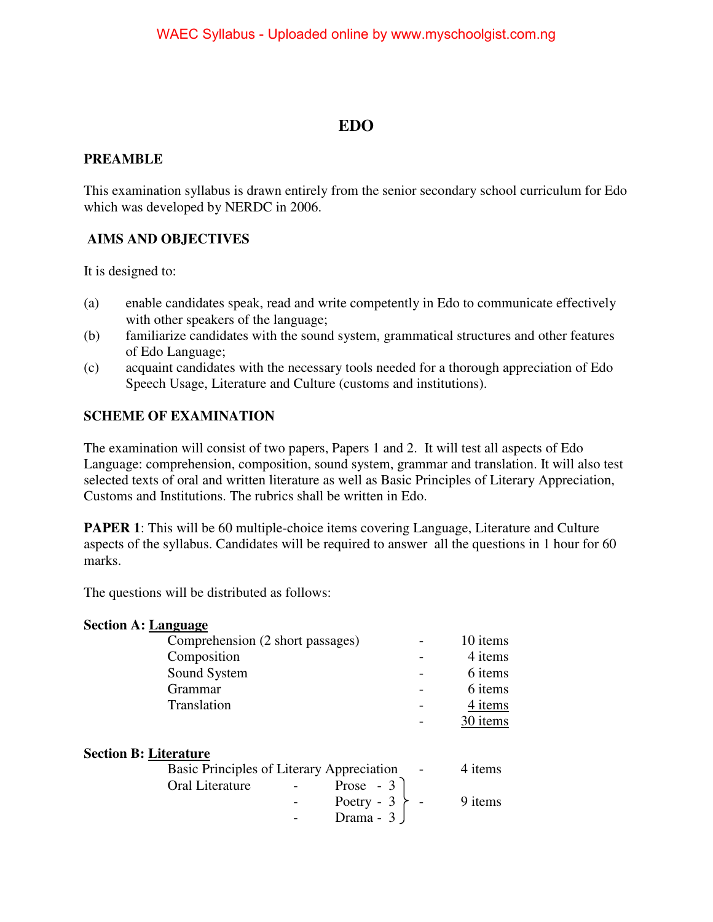# EDO

## PREAMBLE

This examination syllabus is drawn entirely from the senior secondary school curriculum for Edo which was developed by NERDC in 2006.

## AIMS AND OBJECTIVES

It is designed to:

(a) enable candidates speak, read and write competently in Edo to communicate effectively with other speakers of the language;

(b) familiarize candidates with the sound system, grammatical structures and other features of Edo Language;

(c) acquaint candidates with the necessary tools needed for a thorough appreciation of Edo Speech Usage, Literature and Culture (customs and institutions).

## SCHEME OF EXAMINATION

The examination will consist of two papers, Papers 1 and 2. It will test all aspects of Edo Language: comprehension, composition, sound system, grammar and translation. It will also test selected texts of oral and written literature as well as Basic Principles of Literary Appreciation, Customs and Institutions. The rubrics shall be written in Edo.

**PAPER 1**: This will be 60 multiple-choice items covering Language, Literature and Culture aspects of the syllabus. Candidates will be required to answer all the questions in 1 hour for 60 marks.

The questions will be distributed as follows:

**Section A: Language**

| | | |
|---|---|---|
| Comprehension (2 short passages) | - | 10 items |
| Composition | - | 4 items |
| Sound System | - | 6 items |
| Grammar | - | 6 items |
| Translation | - | 4 items |
| | - | 30 items |

**Section B: Literature**

| | | | |
|---|---|---|---|
| Basic Principles of Literary Appreciation | | - | 4 items |
| Oral Literature | - Prose - 3 | | |
| | - Poetry - 3 | - | 9 items |
| | - Drama - 3 | | |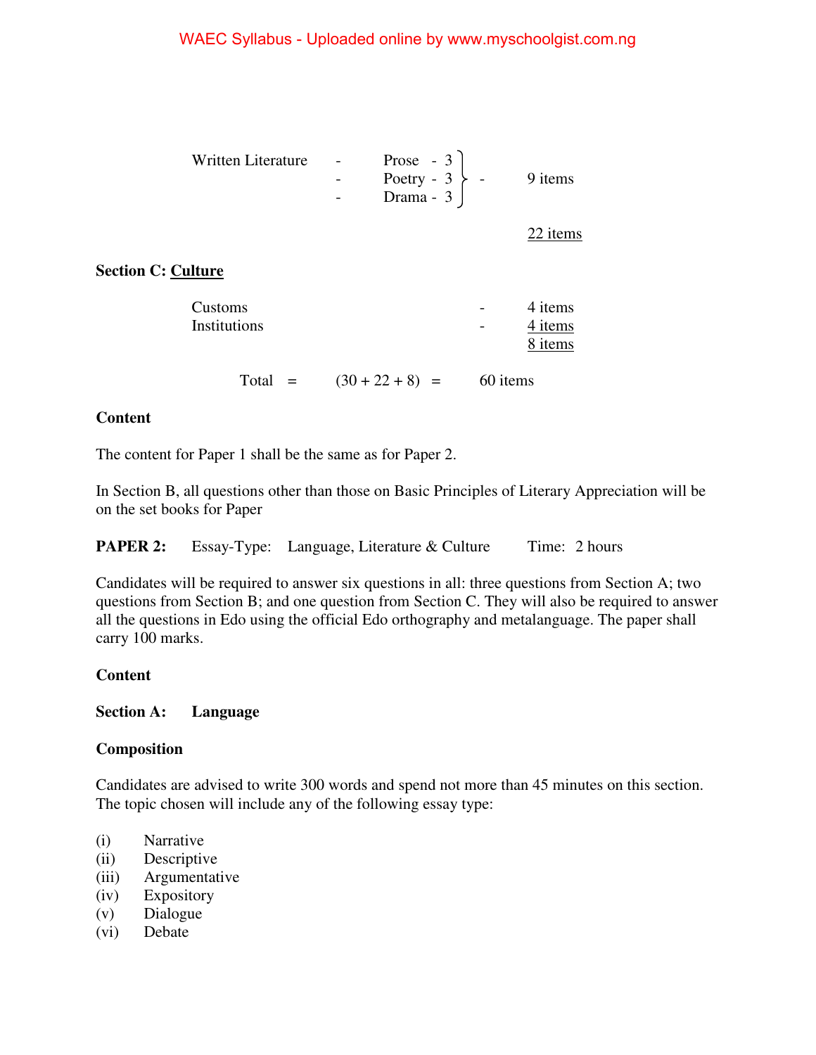| | | | | |
|---|---|---|---|---|
| Written Literature | - | Prose - 3 | | |
| | - | Poetry - 3 | - | 9 items |
| | - | Drama - 3 | | |
| | | | | 22 items |

**Section C: Culture**

| | | |
|---|---|---|
| Customs | - | 4 items |
| Institutions | - | 4 items |
| | | 8 items |

Total = (30 + 22 + 8) = 60 items

**Content**

The content for Paper 1 shall be the same as for Paper 2.

In Section B, all questions other than those on Basic Principles of Literary Appreciation will be on the set books for Paper

**PAPER 2:** Essay-Type: Language, Literature & Culture Time: 2 hours

Candidates will be required to answer six questions in all: three questions from Section A; two questions from Section B; and one question from Section C. They will also be required to answer all the questions in Edo using the official Edo orthography and metalanguage. The paper shall carry 100 marks.

**Content**

**Section A: Language**

**Composition**

Candidates are advised to write 300 words and spend not more than 45 minutes on this section. The topic chosen will include any of the following essay type:

(i) Narrative
(ii) Descriptive
(iii) Argumentative
(iv) Expository
(v) Dialogue
(vi) Debate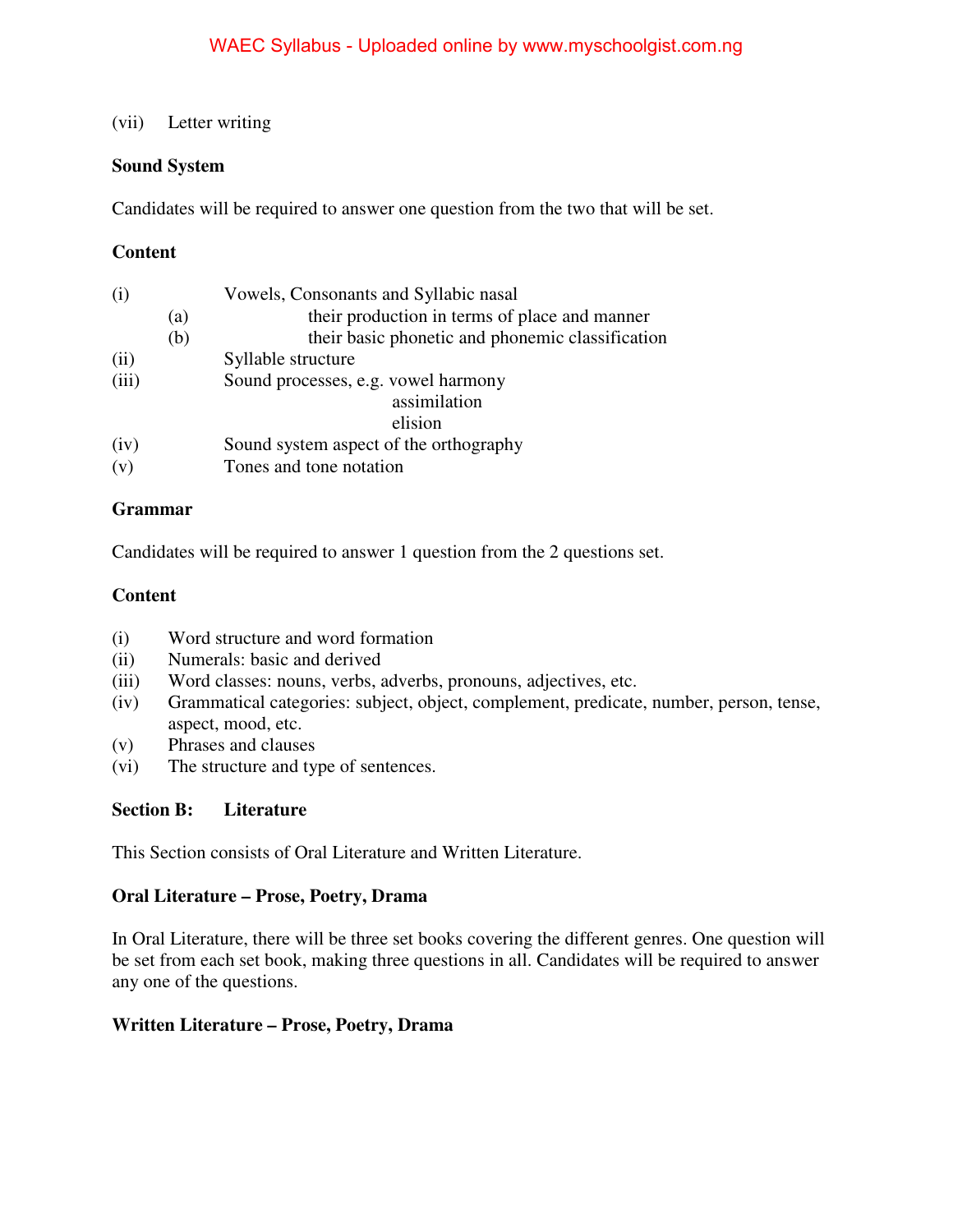(vii) Letter writing

**Sound System**

Candidates will be required to answer one question from the two that will be set.

**Content**

(i) Vowels, Consonants and Syllabic nasal
  (a) their production in terms of place and manner
  (b) their basic phonetic and phonemic classification
(ii) Syllable structure
(iii) Sound processes, e.g. vowel harmony
  assimilation
  elision
(iv) Sound system aspect of the orthography
(v) Tones and tone notation

**Grammar**

Candidates will be required to answer 1 question from the 2 questions set.

**Content**

(i) Word structure and word formation
(ii) Numerals: basic and derived
(iii) Word classes: nouns, verbs, adverbs, pronouns, adjectives, etc.
(iv) Grammatical categories: subject, object, complement, predicate, number, person, tense, aspect, mood, etc.
(v) Phrases and clauses
(vi) The structure and type of sentences.

**Section B: Literature**

This Section consists of Oral Literature and Written Literature.

**Oral Literature – Prose, Poetry, Drama**

In Oral Literature, there will be three set books covering the different genres. One question will be set from each set book, making three questions in all. Candidates will be required to answer any one of the questions.

**Written Literature – Prose, Poetry, Drama**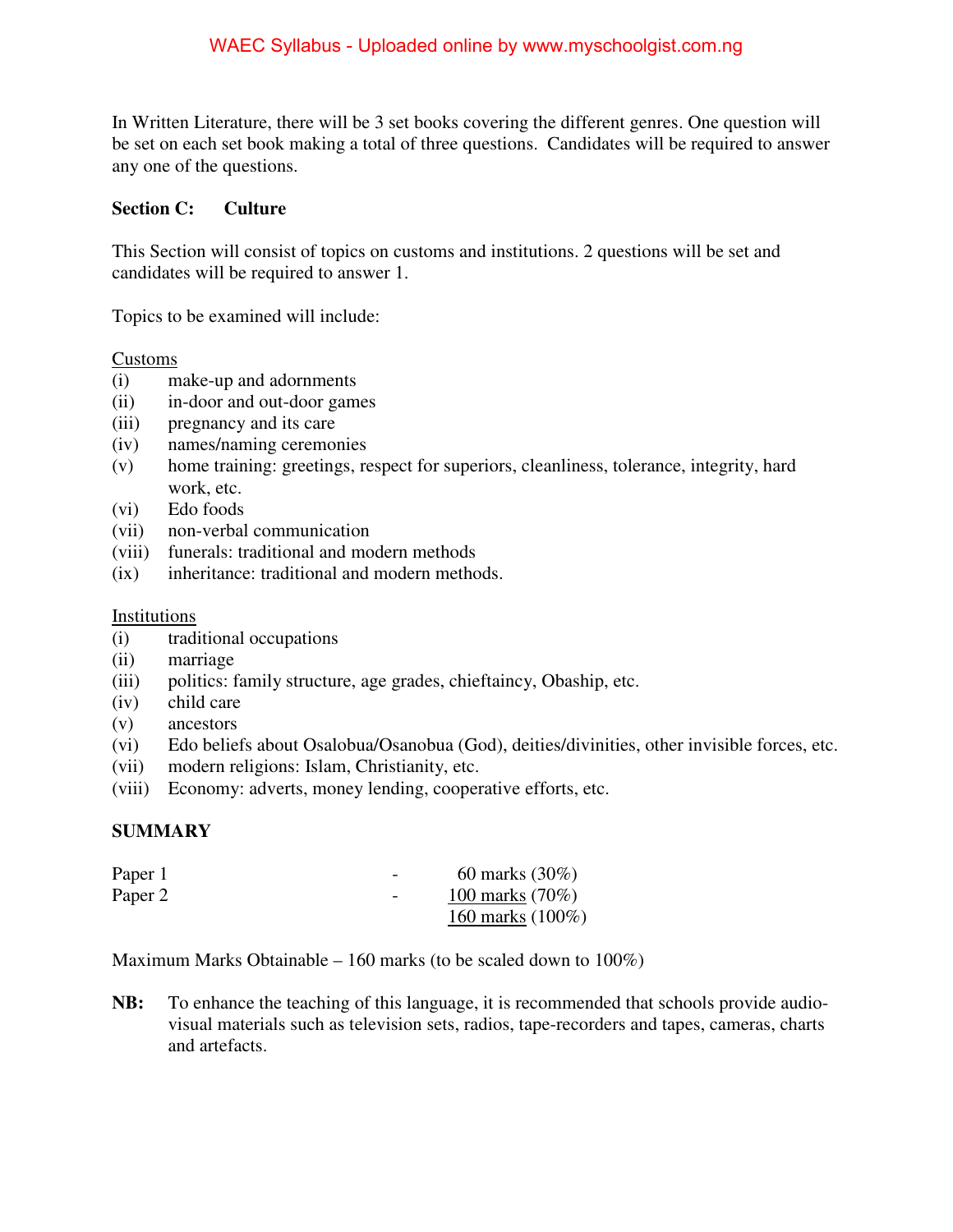In Written Literature, there will be 3 set books covering the different genres. One question will be set on each set book making a total of three questions. Candidates will be required to answer any one of the questions.

**Section C: Culture**

This Section will consist of topics on customs and institutions. 2 questions will be set and candidates will be required to answer 1.

Topics to be examined will include:

<u>Customs</u>

(i) make-up and adornments
(ii) in-door and out-door games
(iii) pregnancy and its care
(iv) names/naming ceremonies
(v) home training: greetings, respect for superiors, cleanliness, tolerance, integrity, hard work, etc.
(vi) Edo foods
(vii) non-verbal communication
(viii) funerals: traditional and modern methods
(ix) inheritance: traditional and modern methods.

<u>Institutions</u>

(i) traditional occupations
(ii) marriage
(iii) politics: family structure, age grades, chieftaincy, Obaship, etc.
(iv) child care
(v) ancestors
(vi) Edo beliefs about Osalobua/Osanobua (God), deities/divinities, other invisible forces, etc.
(vii) modern religions: Islam, Christianity, etc.
(viii) Economy: adverts, money lending, cooperative efforts, etc.

**SUMMARY**

| | | |
|---|---|---|
| Paper 1 | - | 60 marks (30%) |
| Paper 2 | - | <u>100 marks</u> (70%) |
| | | <u>160 marks</u> (100%) |

Maximum Marks Obtainable – 160 marks (to be scaled down to 100%)

**NB:** To enhance the teaching of this language, it is recommended that schools provide audio-visual materials such as television sets, radios, tape-recorders and tapes, cameras, charts and artefacts.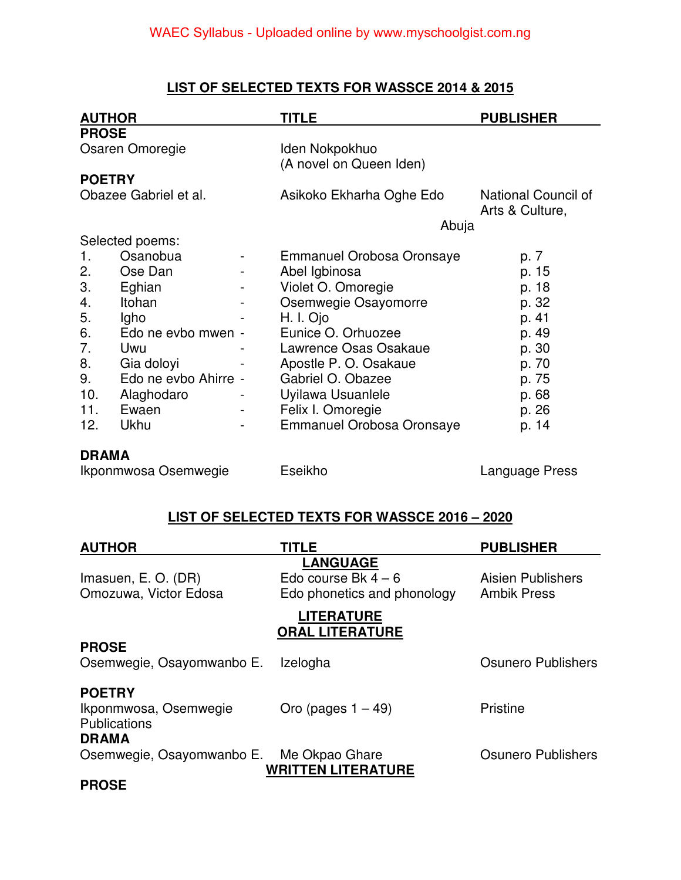## LIST OF SELECTED TEXTS FOR WASSCE 2014 & 2015

| AUTHOR | TITLE | PUBLISHER |
|---|---|---|
| **PROSE** | | |
| Osaren Omoregie | Iden Nokpokhuo (A novel on Queen Iden) | |
| **POETRY** | | |
| Obazee Gabriel et al. | Asikoko Ekharha Oghe Edo | National Council of Arts & Culture, Abuja |

Selected poems:

| | Poem | | Author | Page |
|---|---|---|---|---|
| 1. | Osanobua | - | Emmanuel Orobosa Oronsaye | p. 7 |
| 2. | Ose Dan | - | Abel Igbinosa | p. 15 |
| 3. | Eghian | - | Violet O. Omoregie | p. 18 |
| 4. | Itohan | - | Osemwegie Osayomorre | p. 32 |
| 5. | Igho | - | H. I. Ojo | p. 41 |
| 6. | Edo ne evbo mwen | - | Eunice O. Orhuozee | p. 49 |
| 7. | Uwu | - | Lawrence Osas Osakaue | p. 30 |
| 8. | Gia doloyi | - | Apostle P. O. Osakaue | p. 70 |
| 9. | Edo ne evbo Ahirre | - | Gabriel O. Obazee | p. 75 |
| 10. | Alaghodaro | - | Uyilawa Usuanlele | p. 68 |
| 11. | Ewaen | - | Felix I. Omoregie | p. 26 |
| 12. | Ukhu | - | Emmanuel Orobosa Oronsaye | p. 14 |

| | | |
|---|---|---|
| **DRAMA** | | |
| Ikponmwosa Osemwegie | Eseikho | Language Press |

## LIST OF SELECTED TEXTS FOR WASSCE 2016 – 2020

| AUTHOR | TITLE | PUBLISHER |
|---|---|---|
| | **LANGUAGE** | |
| Imasuen, E. O. (DR) | Edo course Bk 4 – 6 | Aisien Publishers |
| Omozuwa, Victor Edosa | Edo phonetics and phonology | Ambik Press |
| | **LITERATURE** | |
| | **ORAL LITERATURE** | |
| **PROSE** | | |
| Osemwegie, Osayomwanbo E. | Izelogha | Osunero Publishers |
| **POETRY** | | |
| Ikponmwosa, Osemwegie Publications | Oro (pages 1 – 49) | Pristine |
| **DRAMA** | | |
| Osemwegie, Osayomwanbo E. | Me Okpao Ghare | Osunero Publishers |
| | **WRITTEN LITERATURE** | |
| **PROSE** | | |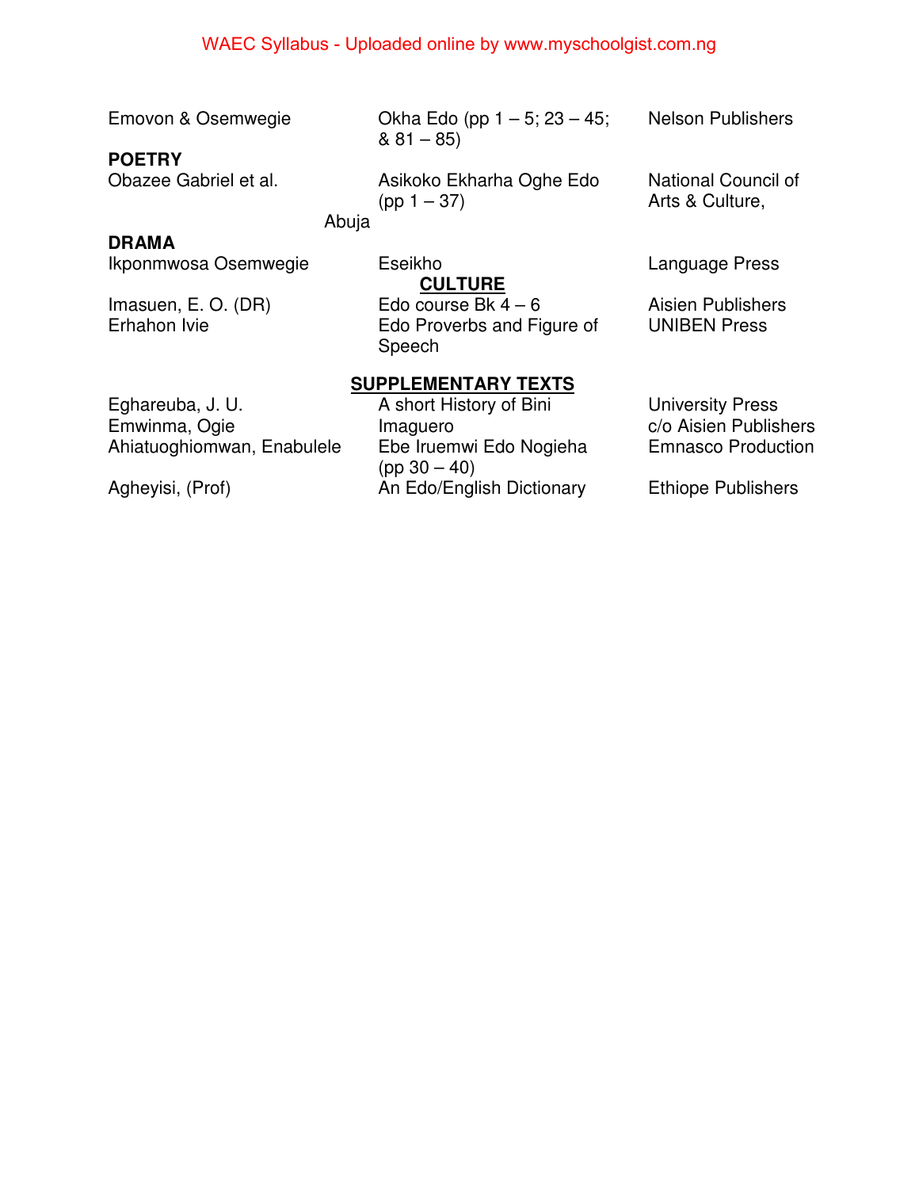| | | |
|---|---|---|
| Emovon & Osemwegie | Okha Edo (pp 1 – 5; 23 – 45; & 81 – 85) | Nelson Publishers |

**POETRY**

| | | |
|---|---|---|
| Obazee Gabriel et al. | Asikoko Ekharha Oghe Edo (pp 1 – 37) | National Council of Arts & Culture, Abuja |

**DRAMA**

| | | |
|---|---|---|
| Ikponmwosa Osemwegie | Eseikho | Language Press |

**CULTURE**

| | | |
|---|---|---|
| Imasuen, E. O. (DR) | Edo course Bk 4 – 6 | Aisien Publishers |
| Erhahon Ivie | Edo Proverbs and Figure of Speech | UNIBEN Press |

## SUPPLEMENTARY TEXTS

| | | |
|---|---|---|
| Eghareuba, J. U. | A short History of Bini | University Press |
| Emwinma, Ogie | Imaguero | c/o Aisien Publishers |
| Ahiatuoghiomwan, Enabulele | Ebe Iruemwi Edo Nogieha (pp 30 – 40) | Emnasco Production |
| Agheyisi, (Prof) | An Edo/English Dictionary | Ethiope Publishers |